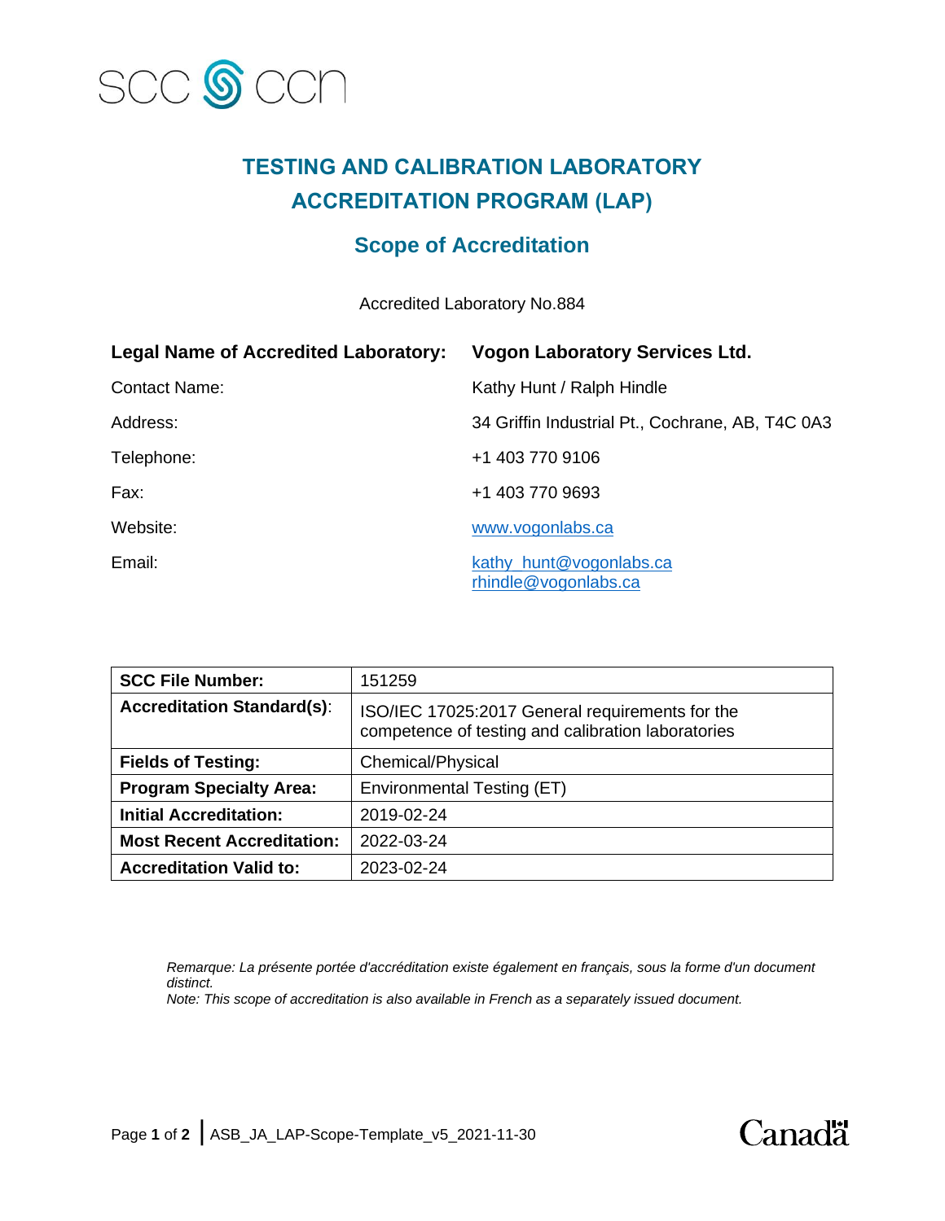SCC CCN

# TESTING AND CALIBRATION LABORATORY ACCREDITATION PROGRAM (LAP)

## Scope of Accreditation

Accredited Laboratory No.884

**Legal Name of Accredited Laboratory:** **Vogon Laboratory Services Ltd.**

Contact Name: Kathy Hunt / Ralph Hindle

Address: 34 Griffin Industrial Pt., Cochrane, AB, T4C 0A3

Telephone: +1 403 770 9106

Fax: +1 403 770 9693

Website: www.vogonlabs.ca

Email: kathy_hunt@vogonlabs.ca
rhindle@vogonlabs.ca

| **SCC File Number:** | 151259 |
|---|---|
| **Accreditation Standard(s)**: | ISO/IEC 17025:2017 General requirements for the competence of testing and calibration laboratories |
| **Fields of Testing:** | Chemical/Physical |
| **Program Specialty Area:** | Environmental Testing (ET) |
| **Initial Accreditation:** | 2019-02-24 |
| **Most Recent Accreditation:** | 2022-03-24 |
| **Accreditation Valid to:** | 2023-02-24 |

*Remarque: La présente portée d'accréditation existe également en français, sous la forme d'un document distinct.*
*Note: This scope of accreditation is also available in French as a separately issued document.*

ASB_JA_LAP-Scope-Template_v5_2021-11-30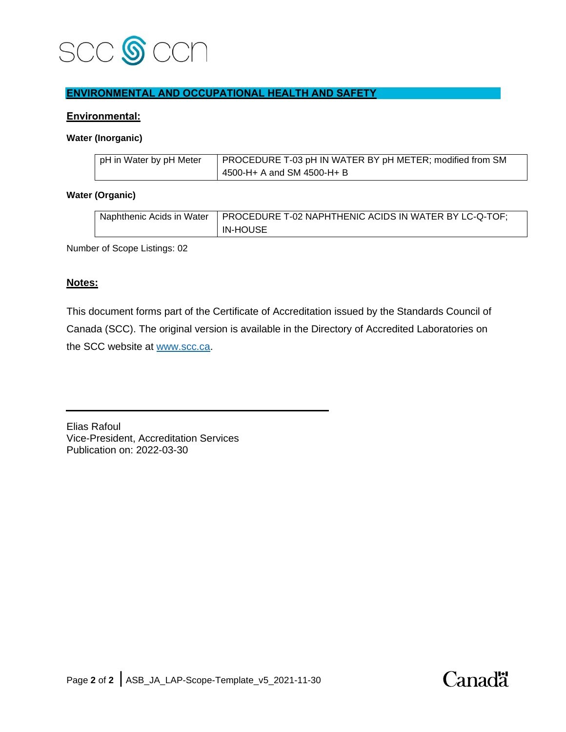## ENVIRONMENTAL AND OCCUPATIONAL HEALTH AND SAFETY

### Environmental:

**Water (Inorganic)**

| | |
|---|---|
| pH in Water by pH Meter | PROCEDURE T-03 pH IN WATER BY pH METER; modified from SM 4500-H+ A and SM 4500-H+ B |

**Water (Organic)**

| | |
|---|---|
| Naphthenic Acids in Water | PROCEDURE T-02 NAPHTHENIC ACIDS IN WATER BY LC-Q-TOF; IN-HOUSE |

Number of Scope Listings: 02

### Notes:

This document forms part of the Certificate of Accreditation issued by the Standards Council of Canada (SCC). The original version is available in the Directory of Accredited Laboratories on the SCC website at www.scc.ca.

Elias Rafoul
Vice-President, Accreditation Services
Publication on: 2022-03-30

ASB_JA_LAP-Scope-Template_v5_2021-11-30